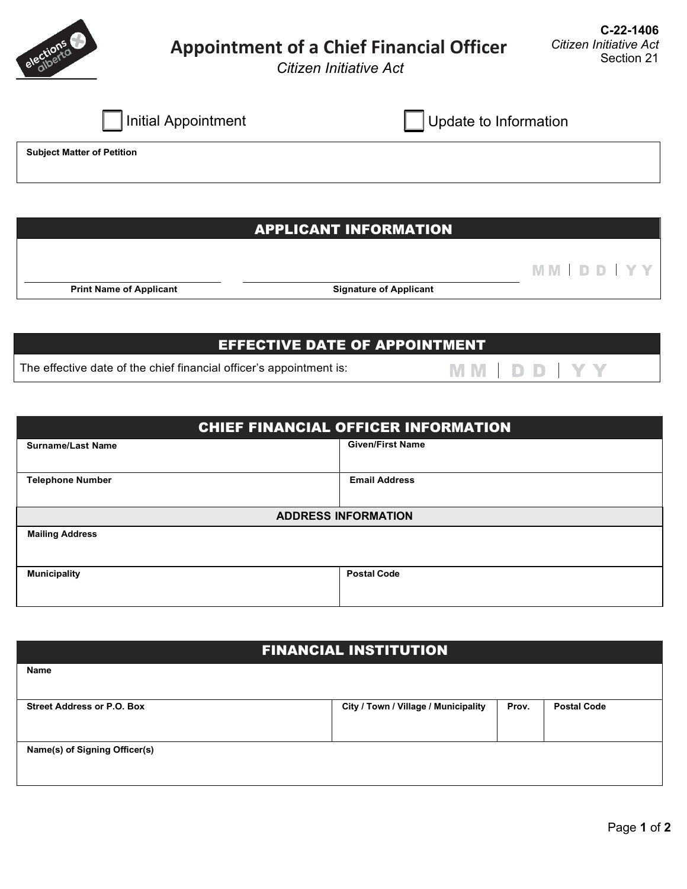C-22-1406
*Citizen Initiative Act*
Section 21

# Appointment of a Chief Financial Officer

*Citizen Initiative Act*

☐ Initial Appointment ☐ Update to Information

| **Subject Matter of Petition** |
|---|
| |

## APPLICANT INFORMATION

| **Print Name of Applicant** | **Signature of Applicant** | MM / DD / YY |
|---|---|---|
| | | |

## EFFECTIVE DATE OF APPOINTMENT

The effective date of the chief financial officer's appointment is: MM / DD / YY

## CHIEF FINANCIAL OFFICER INFORMATION

| **Surname/Last Name** | **Given/First Name** |
|---|---|
| | |
| **Telephone Number** | **Email Address** |
| | |

**ADDRESS INFORMATION**

| **Mailing Address** | |
|---|---|
| | |
| **Municipality** | **Postal Code** |
| | |

## FINANCIAL INSTITUTION

| **Name** | | | |
|---|---|---|---|
| | | | |
| **Street Address or P.O. Box** | **City / Town / Village / Municipality** | **Prov.** | **Postal Code** |
| | | | |
| **Name(s) of Signing Officer(s)** | | | |
| | | | |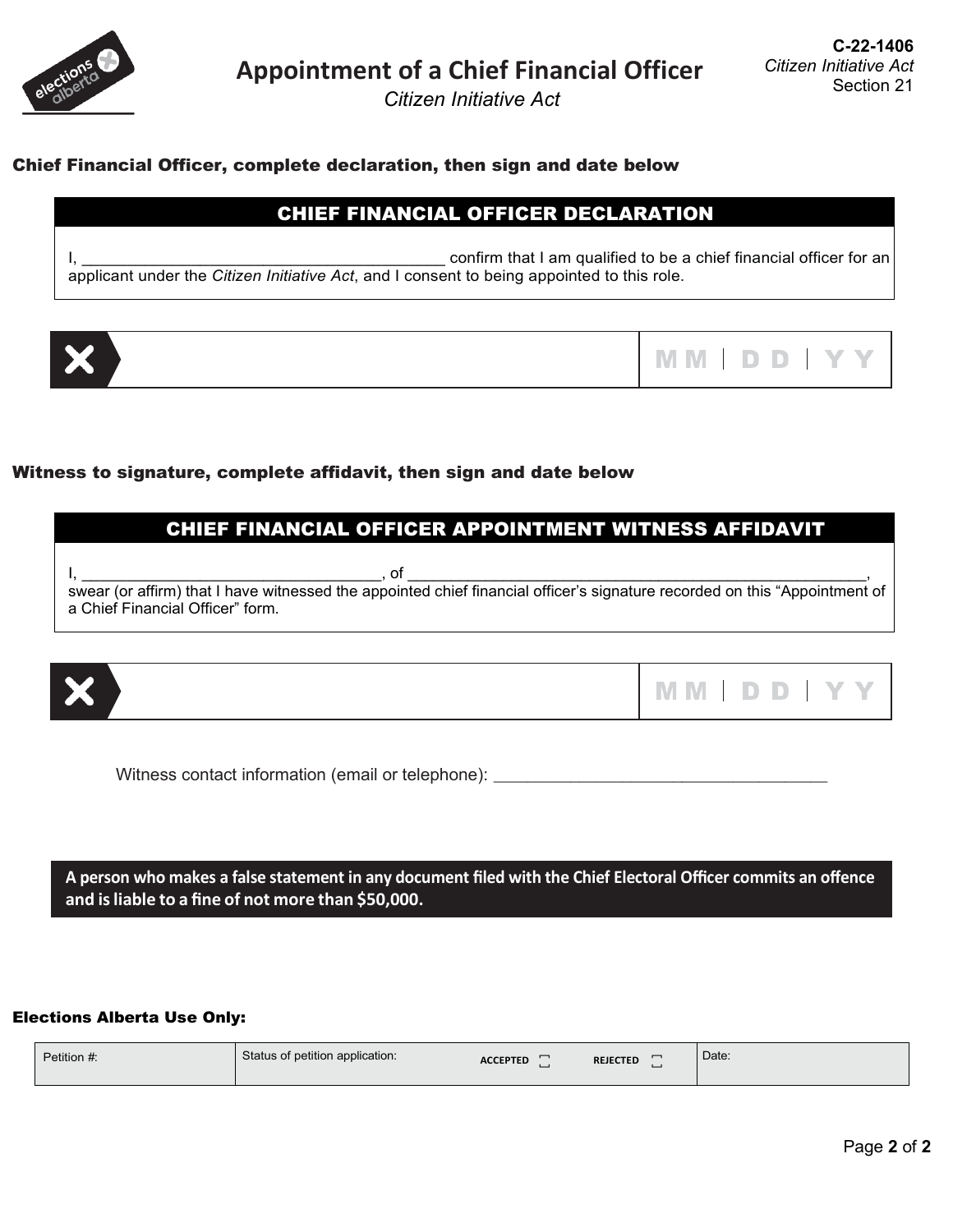**C-22-1406**
*Citizen Initiative Act*
Section 21

# Appointment of a Chief Financial Officer

*Citizen Initiative Act*

**Chief Financial Officer, complete declaration, then sign and date below**

## CHIEF FINANCIAL OFFICER DECLARATION

I, __________________________________________ confirm that I am qualified to be a chief financial officer for an applicant under the *Citizen Initiative Act*, and I consent to being appointed to this role.

| X | MM \| DD \| YY |
|---|---|
| | |

**Witness to signature, complete affidavit, then sign and date below**

## CHIEF FINANCIAL OFFICER APPOINTMENT WITNESS AFFIDAVIT

I, __________________________________, of ______________________________________________________, swear (or affirm) that I have witnessed the appointed chief financial officer's signature recorded on this "Appointment of a Chief Financial Officer" form.

| X | MM \| DD \| YY |
|---|---|
| | |

Witness contact information (email or telephone): ____________________________________

**A person who makes a false statement in any document filed with the Chief Electoral Officer commits an offence and is liable to a fine of not more than $50,000.**

**Elections Alberta Use Only:**

| | | |
|---|---|---|
| Petition #: | Status of petition application: ACCEPTED ☐ REJECTED ☐ | Date: |